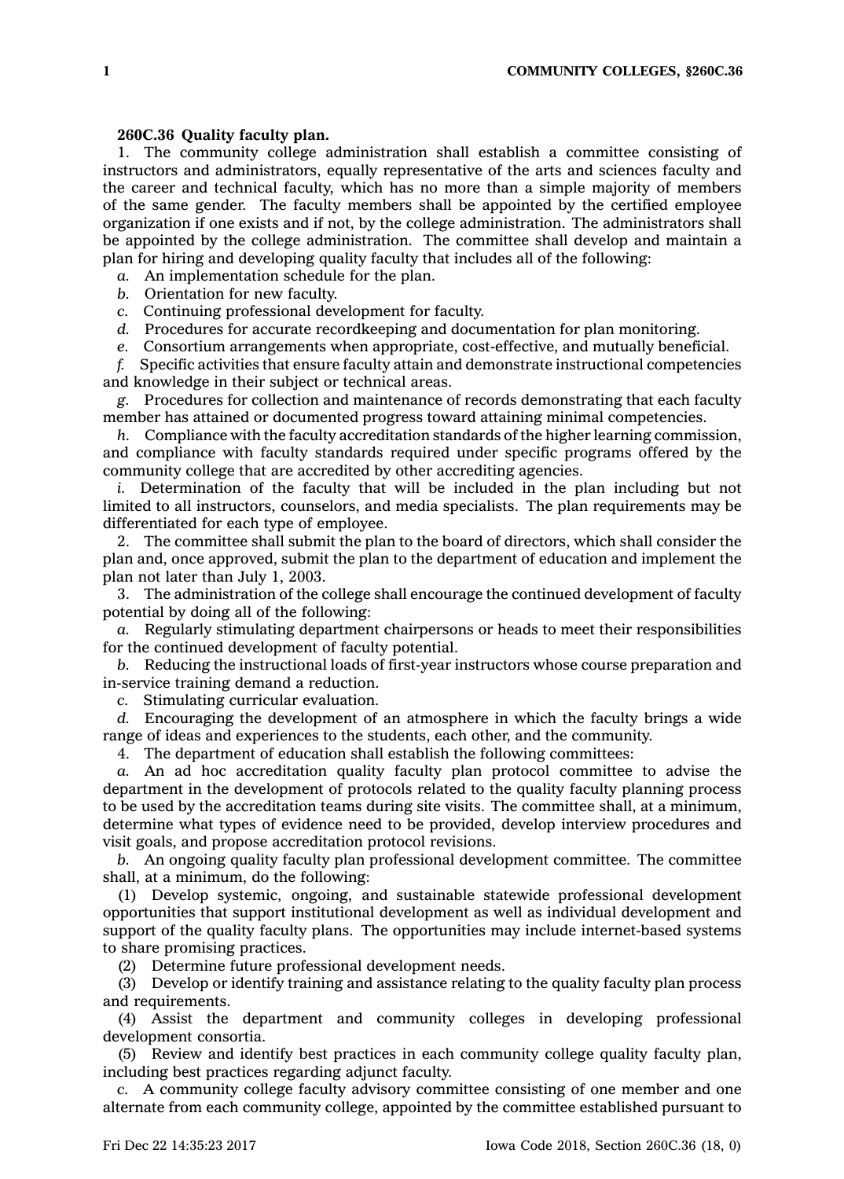**260C.36 Quality faculty plan.**

1. The community college administration shall establish a committee consisting of instructors and administrators, equally representative of the arts and sciences faculty and the career and technical faculty, which has no more than a simple majority of members of the same gender. The faculty members shall be appointed by the certified employee organization if one exists and if not, by the college administration. The administrators shall be appointed by the college administration. The committee shall develop and maintain a plan for hiring and developing quality faculty that includes all of the following:

*a.* An implementation schedule for the plan.

*b.* Orientation for new faculty.

*c.* Continuing professional development for faculty.

*d.* Procedures for accurate recordkeeping and documentation for plan monitoring.

*e.* Consortium arrangements when appropriate, cost-effective, and mutually beneficial.

*f.* Specific activities that ensure faculty attain and demonstrate instructional competencies and knowledge in their subject or technical areas.

*g.* Procedures for collection and maintenance of records demonstrating that each faculty member has attained or documented progress toward attaining minimal competencies.

*h.* Compliance with the faculty accreditation standards of the higher learning commission, and compliance with faculty standards required under specific programs offered by the community college that are accredited by other accrediting agencies.

*i.* Determination of the faculty that will be included in the plan including but not limited to all instructors, counselors, and media specialists. The plan requirements may be differentiated for each type of employee.

2. The committee shall submit the plan to the board of directors, which shall consider the plan and, once approved, submit the plan to the department of education and implement the plan not later than July 1, 2003.

3. The administration of the college shall encourage the continued development of faculty potential by doing all of the following:

*a.* Regularly stimulating department chairpersons or heads to meet their responsibilities for the continued development of faculty potential.

*b.* Reducing the instructional loads of first-year instructors whose course preparation and in-service training demand a reduction.

*c.* Stimulating curricular evaluation.

*d.* Encouraging the development of an atmosphere in which the faculty brings a wide range of ideas and experiences to the students, each other, and the community.

4. The department of education shall establish the following committees:

*a.* An ad hoc accreditation quality faculty plan protocol committee to advise the department in the development of protocols related to the quality faculty planning process to be used by the accreditation teams during site visits. The committee shall, at a minimum, determine what types of evidence need to be provided, develop interview procedures and visit goals, and propose accreditation protocol revisions.

*b.* An ongoing quality faculty plan professional development committee. The committee shall, at a minimum, do the following:

(1) Develop systemic, ongoing, and sustainable statewide professional development opportunities that support institutional development as well as individual development and support of the quality faculty plans. The opportunities may include internet-based systems to share promising practices.

(2) Determine future professional development needs.

(3) Develop or identify training and assistance relating to the quality faculty plan process and requirements.

(4) Assist the department and community colleges in developing professional development consortia.

(5) Review and identify best practices in each community college quality faculty plan, including best practices regarding adjunct faculty.

*c.* A community college faculty advisory committee consisting of one member and one alternate from each community college, appointed by the committee established pursuant to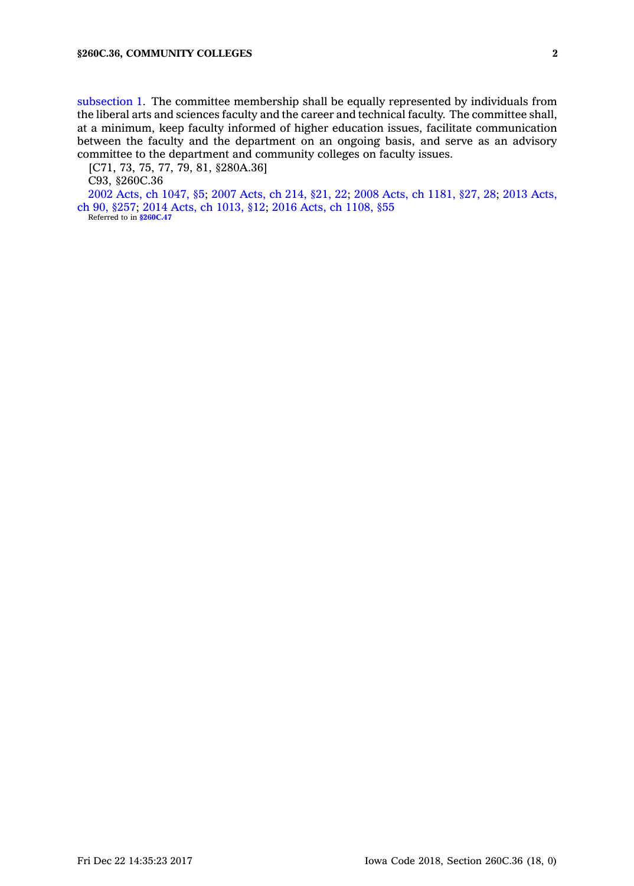subsection 1. The committee membership shall be equally represented by individuals from the liberal arts and sciences faculty and the career and technical faculty. The committee shall, at a minimum, keep faculty informed of higher education issues, facilitate communication between the faculty and the department on an ongoing basis, and serve as an advisory committee to the department and community colleges on faculty issues.

[C71, 73, 75, 77, 79, 81, §280A.36]

C93, §260C.36

2002 Acts, ch 1047, §5; 2007 Acts, ch 214, §21, 22; 2008 Acts, ch 1181, §27, 28; 2013 Acts, ch 90, §257; 2014 Acts, ch 1013, §12; 2016 Acts, ch 1108, §55

Referred to in **§260C.47**